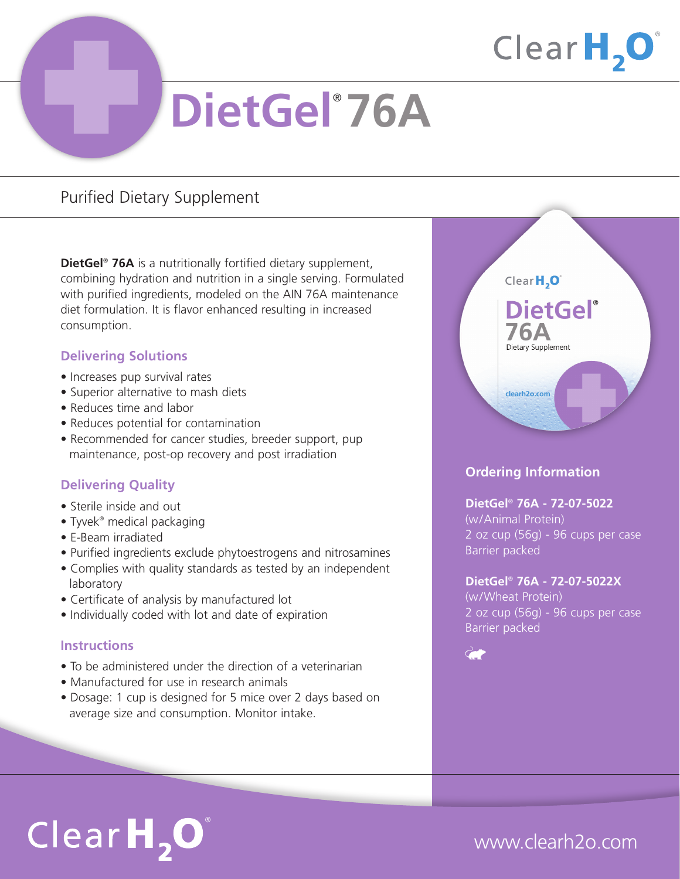# DietGel® 76A

Purified Dietary Supplement

**DietGel® 76A** is a nutritionally fortified dietary supplement, combining hydration and nutrition in a single serving. Formulated with purified ingredients, modeled on the AIN 76A maintenance diet formulation. It is flavor enhanced resulting in increased consumption.

## Delivering Solutions

- Increases pup survival rates
- Superior alternative to mash diets
- Reduces time and labor
- Reduces potential for contamination
- Recommended for cancer studies, breeder support, pup maintenance, post-op recovery and post irradiation

## Delivering Quality

- Sterile inside and out
- Tyvek® medical packaging
- E-Beam irradiated
- Purified ingredients exclude phytoestrogens and nitrosamines
- Complies with quality standards as tested by an independent laboratory
- Certificate of analysis by manufactured lot
- Individually coded with lot and date of expiration

## Instructions

- To be administered under the direction of a veterinarian
- Manufactured for use in research animals
- Dosage: 1 cup is designed for 5 mice over 2 days based on average size and consumption. Monitor intake.

## Ordering Information

**DietGel® 76A - 72-07-5022**
(w/Animal Protein)
2 oz cup (56g) - 96 cups per case
Barrier packed

**DietGel® 76A - 72-07-5022X**
(w/Wheat Protein)
2 oz cup (56g) - 96 cups per case
Barrier packed

ClearH2O

www.clearh2o.com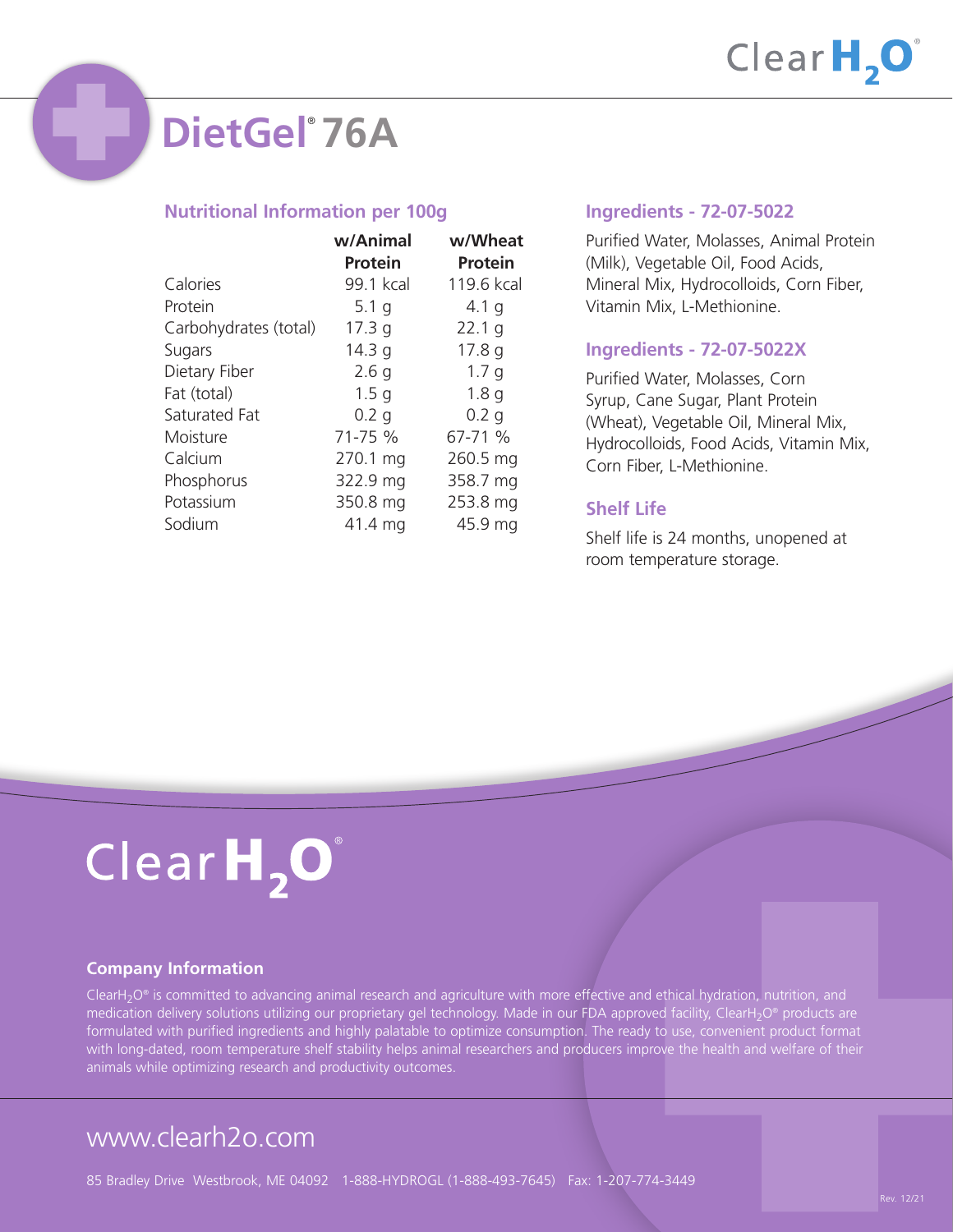ClearH$_2$O®

# DietGel® 76A

## Nutritional Information per 100g

| | w/Animal Protein | w/Wheat Protein |
|---|---|---|
| Calories | 99.1 kcal | 119.6 kcal |
| Protein | 5.1 g | 4.1 g |
| Carbohydrates (total) | 17.3 g | 22.1 g |
| Sugars | 14.3 g | 17.8 g |
| Dietary Fiber | 2.6 g | 1.7 g |
| Fat (total) | 1.5 g | 1.8 g |
| Saturated Fat | 0.2 g | 0.2 g |
| Moisture | 71-75 % | 67-71 % |
| Calcium | 270.1 mg | 260.5 mg |
| Phosphorus | 322.9 mg | 358.7 mg |
| Potassium | 350.8 mg | 253.8 mg |
| Sodium | 41.4 mg | 45.9 mg |

## Ingredients - 72-07-5022

Purified Water, Molasses, Animal Protein (Milk), Vegetable Oil, Food Acids, Mineral Mix, Hydrocolloids, Corn Fiber, Vitamin Mix, L-Methionine.

## Ingredients - 72-07-5022X

Purified Water, Molasses, Corn Syrup, Cane Sugar, Plant Protein (Wheat), Vegetable Oil, Mineral Mix, Hydrocolloids, Food Acids, Vitamin Mix, Corn Fiber, L-Methionine.

## Shelf Life

Shelf life is 24 months, unopened at room temperature storage.

ClearH$_2$O®

### Company Information

ClearH$_2$O® is committed to advancing animal research and agriculture with more effective and ethical hydration, nutrition, and medication delivery solutions utilizing our proprietary gel technology. Made in our FDA approved facility, ClearH$_2$O® products are formulated with purified ingredients and highly palatable to optimize consumption. The ready to use, convenient product format with long-dated, room temperature shelf stability helps animal researchers and producers improve the health and welfare of their animals while optimizing research and productivity outcomes.

www.clearh2o.com

85 Bradley Drive Westbrook, ME 04092 1-888-HYDROGL (1-888-493-7645) Fax: 1-207-774-3449

Rev. 12/21